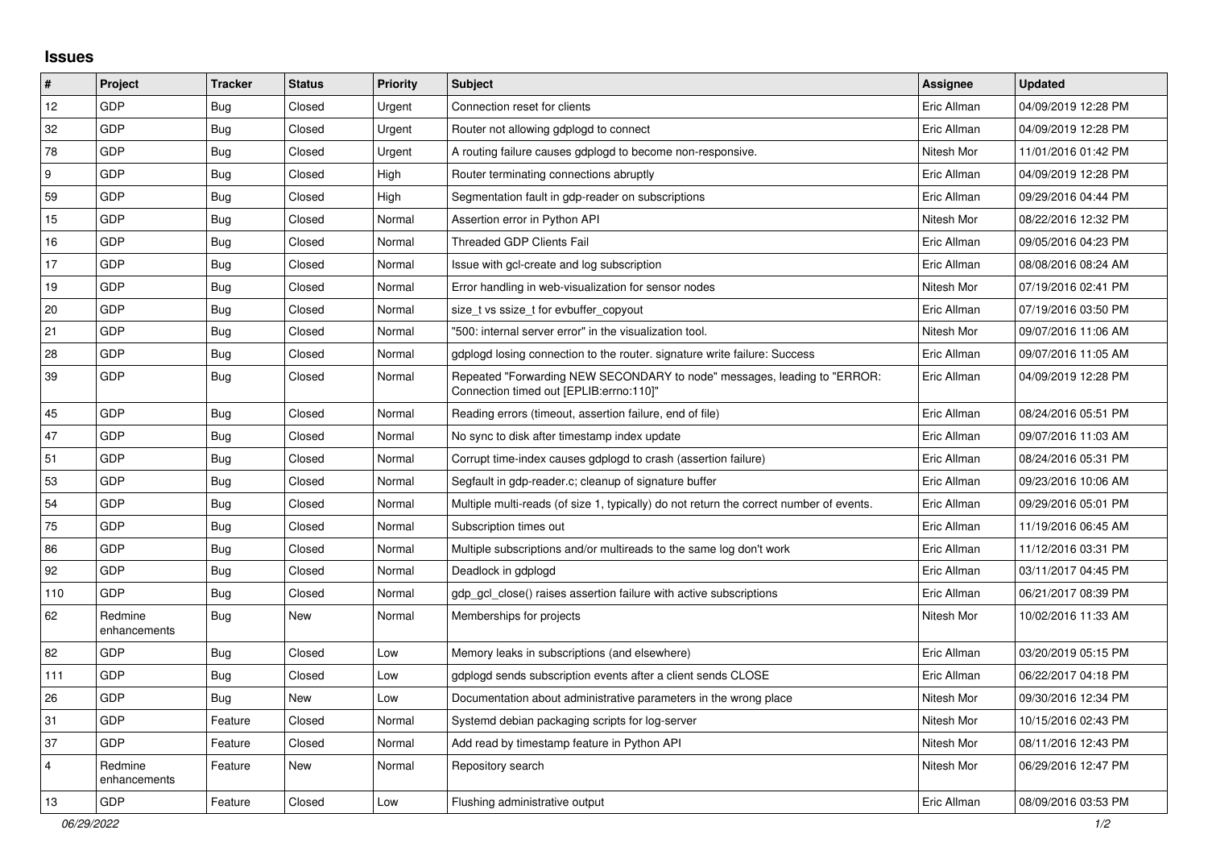## Issues

| # | Project | Tracker | Status | Priority | Subject | Assignee | Updated |
|---|---|---|---|---|---|---|---|
| 12 | GDP | Bug | Closed | Urgent | Connection reset for clients | Eric Allman | 04/09/2019 12:28 PM |
| 32 | GDP | Bug | Closed | Urgent | Router not allowing gdplogd to connect | Eric Allman | 04/09/2019 12:28 PM |
| 78 | GDP | Bug | Closed | Urgent | A routing failure causes gdplogd to become non-responsive. | Nitesh Mor | 11/01/2016 01:42 PM |
| 9 | GDP | Bug | Closed | High | Router terminating connections abruptly | Eric Allman | 04/09/2019 12:28 PM |
| 59 | GDP | Bug | Closed | High | Segmentation fault in gdp-reader on subscriptions | Eric Allman | 09/29/2016 04:44 PM |
| 15 | GDP | Bug | Closed | Normal | Assertion error in Python API | Nitesh Mor | 08/22/2016 12:32 PM |
| 16 | GDP | Bug | Closed | Normal | Threaded GDP Clients Fail | Eric Allman | 09/05/2016 04:23 PM |
| 17 | GDP | Bug | Closed | Normal | Issue with gcl-create and log subscription | Eric Allman | 08/08/2016 08:24 AM |
| 19 | GDP | Bug | Closed | Normal | Error handling in web-visualization for sensor nodes | Nitesh Mor | 07/19/2016 02:41 PM |
| 20 | GDP | Bug | Closed | Normal | size_t vs ssize_t for evbuffer_copyout | Eric Allman | 07/19/2016 03:50 PM |
| 21 | GDP | Bug | Closed | Normal | "500: internal server error" in the visualization tool. | Nitesh Mor | 09/07/2016 11:06 AM |
| 28 | GDP | Bug | Closed | Normal | gdplogd losing connection to the router. signature write failure: Success | Eric Allman | 09/07/2016 11:05 AM |
| 39 | GDP | Bug | Closed | Normal | Repeated "Forwarding NEW SECONDARY to node" messages, leading to "ERROR: Connection timed out [EPLIB:errno:110]" | Eric Allman | 04/09/2019 12:28 PM |
| 45 | GDP | Bug | Closed | Normal | Reading errors (timeout, assertion failure, end of file) | Eric Allman | 08/24/2016 05:51 PM |
| 47 | GDP | Bug | Closed | Normal | No sync to disk after timestamp index update | Eric Allman | 09/07/2016 11:03 AM |
| 51 | GDP | Bug | Closed | Normal | Corrupt time-index causes gdplogd to crash (assertion failure) | Eric Allman | 08/24/2016 05:31 PM |
| 53 | GDP | Bug | Closed | Normal | Segfault in gdp-reader.c; cleanup of signature buffer | Eric Allman | 09/23/2016 10:06 AM |
| 54 | GDP | Bug | Closed | Normal | Multiple multi-reads (of size 1, typically) do not return the correct number of events. | Eric Allman | 09/29/2016 05:01 PM |
| 75 | GDP | Bug | Closed | Normal | Subscription times out | Eric Allman | 11/19/2016 06:45 AM |
| 86 | GDP | Bug | Closed | Normal | Multiple subscriptions and/or multireads to the same log don't work | Eric Allman | 11/12/2016 03:31 PM |
| 92 | GDP | Bug | Closed | Normal | Deadlock in gdplogd | Eric Allman | 03/11/2017 04:45 PM |
| 110 | GDP | Bug | Closed | Normal | gdp_gcl_close() raises assertion failure with active subscriptions | Eric Allman | 06/21/2017 08:39 PM |
| 62 | Redmine enhancements | Bug | New | Normal | Memberships for projects | Nitesh Mor | 10/02/2016 11:33 AM |
| 82 | GDP | Bug | Closed | Low | Memory leaks in subscriptions (and elsewhere) | Eric Allman | 03/20/2019 05:15 PM |
| 111 | GDP | Bug | Closed | Low | gdplogd sends subscription events after a client sends CLOSE | Eric Allman | 06/22/2017 04:18 PM |
| 26 | GDP | Bug | New | Low | Documentation about administrative parameters in the wrong place | Nitesh Mor | 09/30/2016 12:34 PM |
| 31 | GDP | Feature | Closed | Normal | Systemd debian packaging scripts for log-server | Nitesh Mor | 10/15/2016 02:43 PM |
| 37 | GDP | Feature | Closed | Normal | Add read by timestamp feature in Python API | Nitesh Mor | 08/11/2016 12:43 PM |
| 4 | Redmine enhancements | Feature | New | Normal | Repository search | Nitesh Mor | 06/29/2016 12:47 PM |
| 13 | GDP | Feature | Closed | Low | Flushing administrative output | Eric Allman | 08/09/2016 03:53 PM |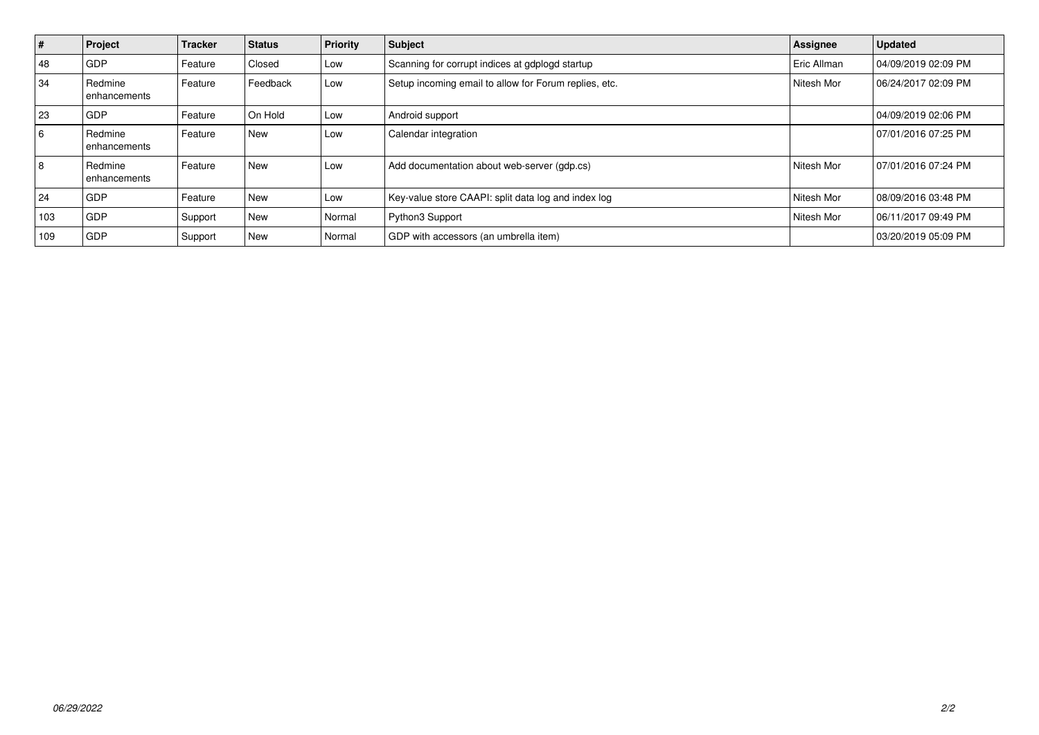| # | Project | Tracker | Status | Priority | Subject | Assignee | Updated |
|---|---|---|---|---|---|---|---|
| 48 | GDP | Feature | Closed | Low | Scanning for corrupt indices at gdplogd startup | Eric Allman | 04/09/2019 02:09 PM |
| 34 | Redmine enhancements | Feature | Feedback | Low | Setup incoming email to allow for Forum replies, etc. | Nitesh Mor | 06/24/2017 02:09 PM |
| 23 | GDP | Feature | On Hold | Low | Android support | | 04/09/2019 02:06 PM |
| 6 | Redmine enhancements | Feature | New | Low | Calendar integration | | 07/01/2016 07:25 PM |
| 8 | Redmine enhancements | Feature | New | Low | Add documentation about web-server (gdp.cs) | Nitesh Mor | 07/01/2016 07:24 PM |
| 24 | GDP | Feature | New | Low | Key-value store CAAPI: split data log and index log | Nitesh Mor | 08/09/2016 03:48 PM |
| 103 | GDP | Support | New | Normal | Python3 Support | Nitesh Mor | 06/11/2017 09:49 PM |
| 109 | GDP | Support | New | Normal | GDP with accessors (an umbrella item) | | 03/20/2019 05:09 PM |